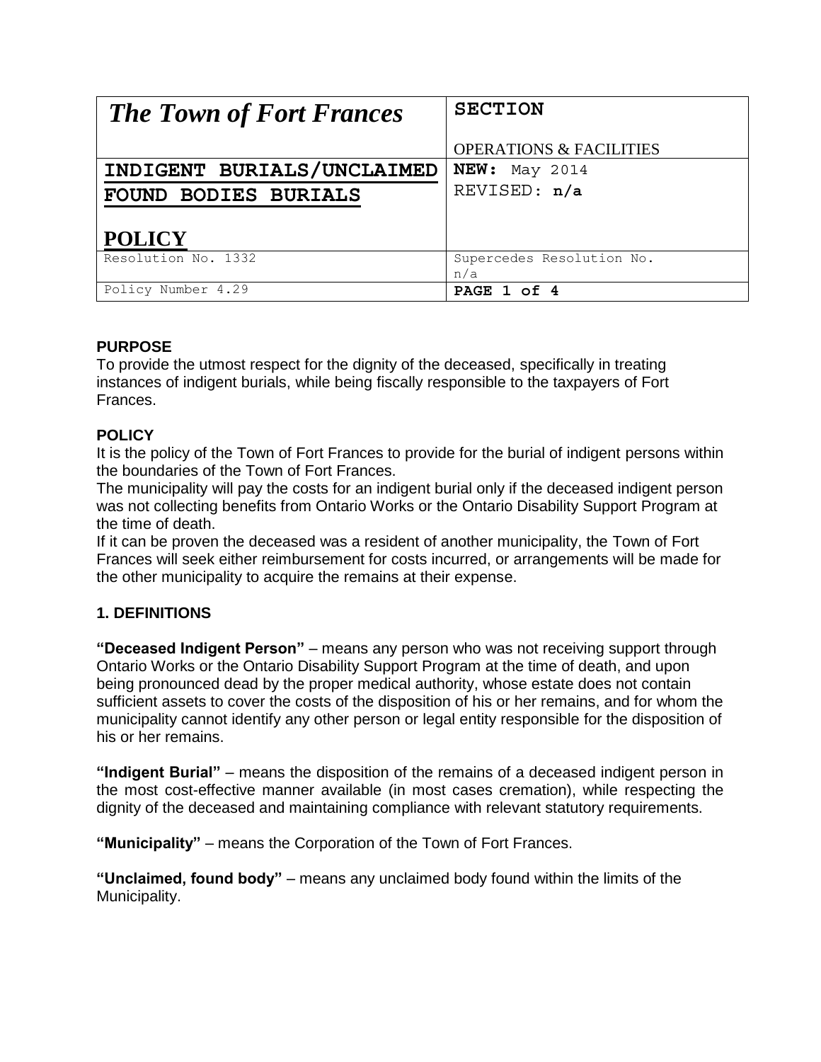| *The Town of Fort Frances* | **SECTION**<br><br>OPERATIONS & FACILITIES |
|---|---|
| **INDIGENT BURIALS/UNCLAIMED FOUND BODIES BURIALS**<br><br>**POLICY** | **NEW:** May 2014<br>REVISED: **n/a** |
| Resolution No. 1332 | Supercedes Resolution No. n/a |
| Policy Number 4.29 | **PAGE 1 of 4** |

**PURPOSE**

To provide the utmost respect for the dignity of the deceased, specifically in treating instances of indigent burials, while being fiscally responsible to the taxpayers of Fort Frances.

**POLICY**

It is the policy of the Town of Fort Frances to provide for the burial of indigent persons within the boundaries of the Town of Fort Frances.

The municipality will pay the costs for an indigent burial only if the deceased indigent person was not collecting benefits from Ontario Works or the Ontario Disability Support Program at the time of death.

If it can be proven the deceased was a resident of another municipality, the Town of Fort Frances will seek either reimbursement for costs incurred, or arrangements will be made for the other municipality to acquire the remains at their expense.

**1. DEFINITIONS**

**"Deceased Indigent Person"** – means any person who was not receiving support through Ontario Works or the Ontario Disability Support Program at the time of death, and upon being pronounced dead by the proper medical authority, whose estate does not contain sufficient assets to cover the costs of the disposition of his or her remains, and for whom the municipality cannot identify any other person or legal entity responsible for the disposition of his or her remains.

**"Indigent Burial"** – means the disposition of the remains of a deceased indigent person in the most cost-effective manner available (in most cases cremation), while respecting the dignity of the deceased and maintaining compliance with relevant statutory requirements.

**"Municipality"** – means the Corporation of the Town of Fort Frances.

**"Unclaimed, found body"** – means any unclaimed body found within the limits of the Municipality.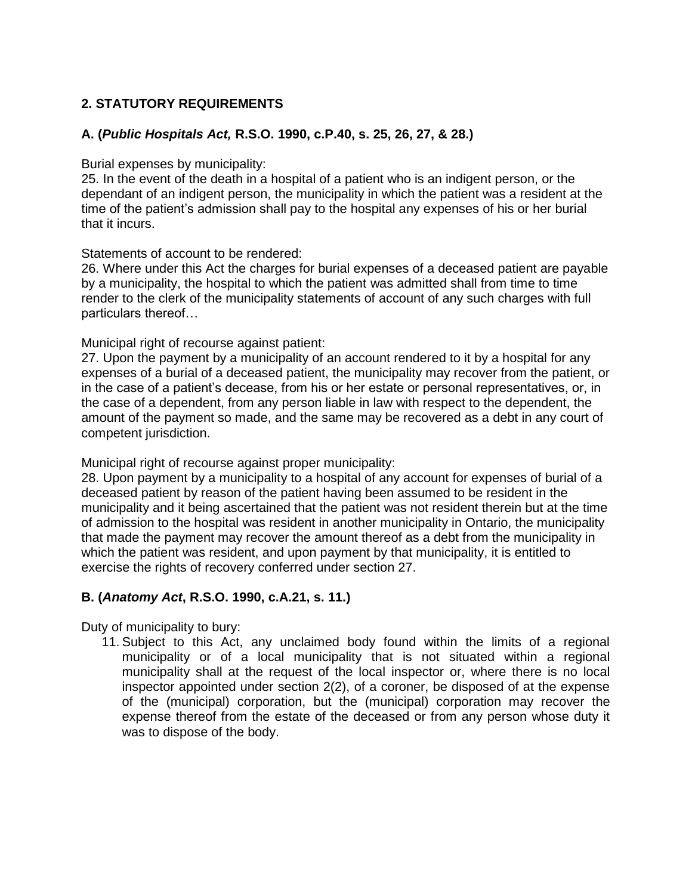## 2. STATUTORY REQUIREMENTS

### A. (*Public Hospitals Act,* R.S.O. 1990, c.P.40, s. 25, 26, 27, & 28.)

Burial expenses by municipality:
25. In the event of the death in a hospital of a patient who is an indigent person, or the dependant of an indigent person, the municipality in which the patient was a resident at the time of the patient's admission shall pay to the hospital any expenses of his or her burial that it incurs.

Statements of account to be rendered:
26. Where under this Act the charges for burial expenses of a deceased patient are payable by a municipality, the hospital to which the patient was admitted shall from time to time render to the clerk of the municipality statements of account of any such charges with full particulars thereof…

Municipal right of recourse against patient:
27. Upon the payment by a municipality of an account rendered to it by a hospital for any expenses of a burial of a deceased patient, the municipality may recover from the patient, or in the case of a patient's decease, from his or her estate or personal representatives, or, in the case of a dependent, from any person liable in law with respect to the dependent, the amount of the payment so made, and the same may be recovered as a debt in any court of competent jurisdiction.

Municipal right of recourse against proper municipality:
28. Upon payment by a municipality to a hospital of any account for expenses of burial of a deceased patient by reason of the patient having been assumed to be resident in the municipality and it being ascertained that the patient was not resident therein but at the time of admission to the hospital was resident in another municipality in Ontario, the municipality that made the payment may recover the amount thereof as a debt from the municipality in which the patient was resident, and upon payment by that municipality, it is entitled to exercise the rights of recovery conferred under section 27.

### B. (*Anatomy Act*, R.S.O. 1990, c.A.21, s. 11.)

Duty of municipality to bury:

11. Subject to this Act, any unclaimed body found within the limits of a regional municipality or of a local municipality that is not situated within a regional municipality shall at the request of the local inspector or, where there is no local inspector appointed under section 2(2), of a coroner, be disposed of at the expense of the (municipal) corporation, but the (municipal) corporation may recover the expense thereof from the estate of the deceased or from any person whose duty it was to dispose of the body.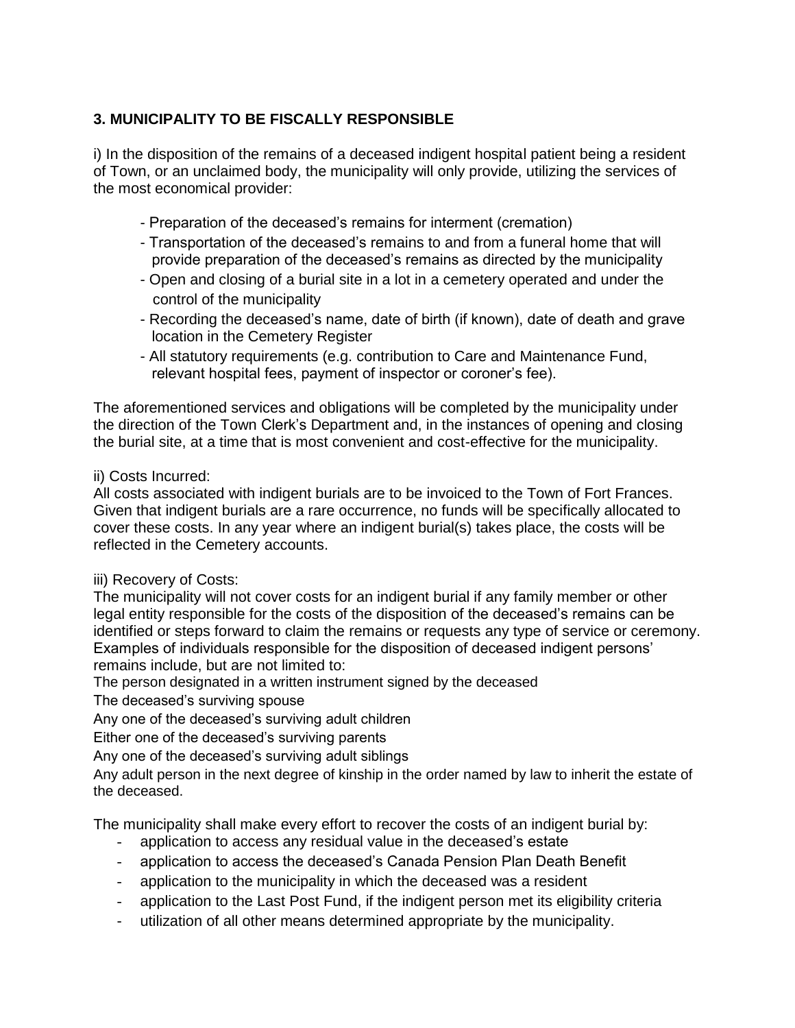### 3. MUNICIPALITY TO BE FISCALLY RESPONSIBLE

i) In the disposition of the remains of a deceased indigent hospital patient being a resident of Town, or an unclaimed body, the municipality will only provide, utilizing the services of the most economical provider:

- Preparation of the deceased's remains for interment (cremation)
- Transportation of the deceased's remains to and from a funeral home that will provide preparation of the deceased's remains as directed by the municipality
- Open and closing of a burial site in a lot in a cemetery operated and under the control of the municipality
- Recording the deceased's name, date of birth (if known), date of death and grave location in the Cemetery Register
- All statutory requirements (e.g. contribution to Care and Maintenance Fund, relevant hospital fees, payment of inspector or coroner's fee).

The aforementioned services and obligations will be completed by the municipality under the direction of the Town Clerk's Department and, in the instances of opening and closing the burial site, at a time that is most convenient and cost-effective for the municipality.

ii) Costs Incurred:
All costs associated with indigent burials are to be invoiced to the Town of Fort Frances. Given that indigent burials are a rare occurrence, no funds will be specifically allocated to cover these costs. In any year where an indigent burial(s) takes place, the costs will be reflected in the Cemetery accounts.

iii) Recovery of Costs:
The municipality will not cover costs for an indigent burial if any family member or other legal entity responsible for the costs of the disposition of the deceased's remains can be identified or steps forward to claim the remains or requests any type of service or ceremony. Examples of individuals responsible for the disposition of deceased indigent persons' remains include, but are not limited to:
The person designated in a written instrument signed by the deceased
The deceased's surviving spouse
Any one of the deceased's surviving adult children
Either one of the deceased's surviving parents
Any one of the deceased's surviving adult siblings
Any adult person in the next degree of kinship in the order named by law to inherit the estate of the deceased.

The municipality shall make every effort to recover the costs of an indigent burial by:

- application to access any residual value in the deceased's estate
- application to access the deceased's Canada Pension Plan Death Benefit
- application to the municipality in which the deceased was a resident
- application to the Last Post Fund, if the indigent person met its eligibility criteria
- utilization of all other means determined appropriate by the municipality.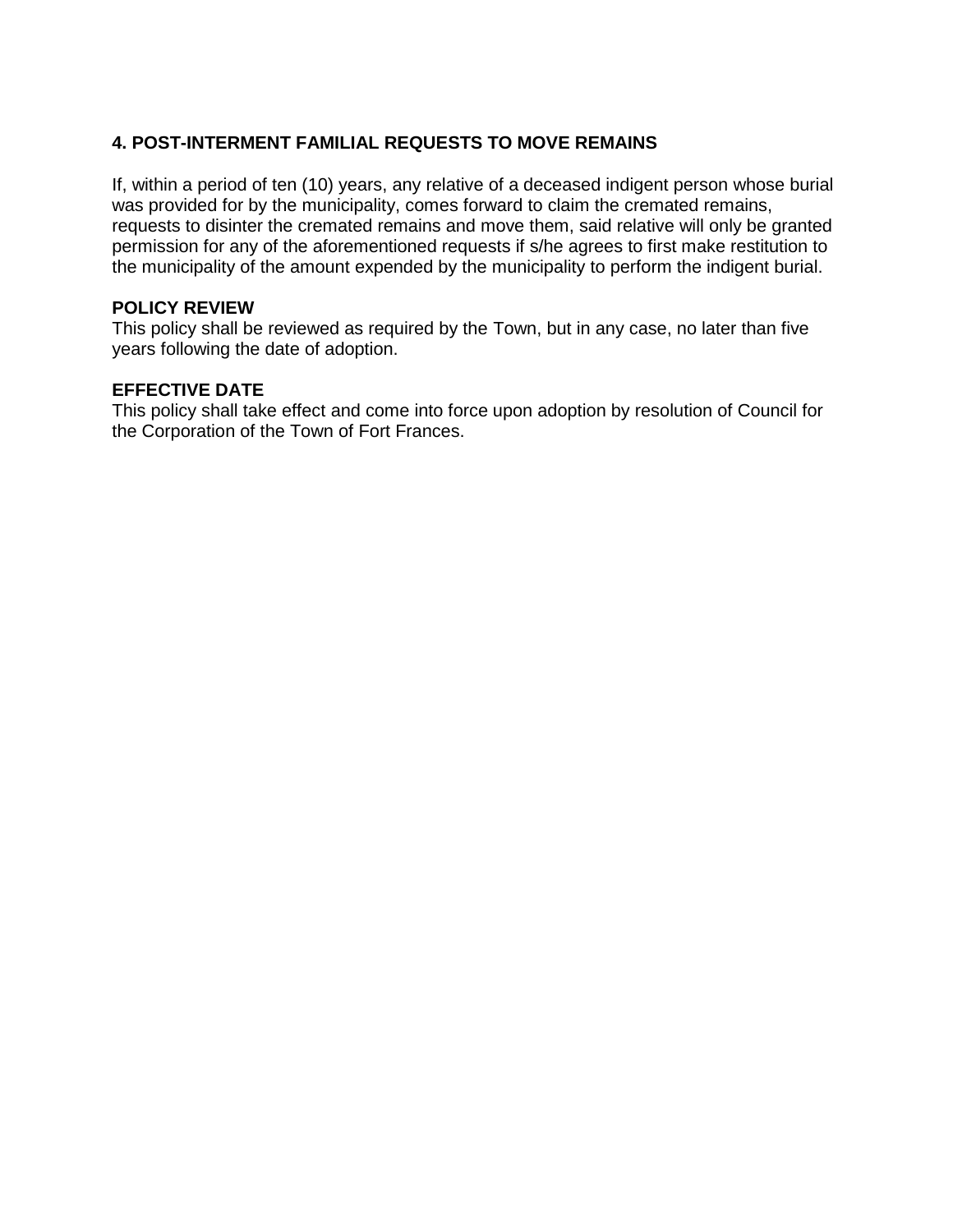## 4. POST-INTERMENT FAMILIAL REQUESTS TO MOVE REMAINS

If, within a period of ten (10) years, any relative of a deceased indigent person whose burial was provided for by the municipality, comes forward to claim the cremated remains, requests to disinter the cremated remains and move them, said relative will only be granted permission for any of the aforementioned requests if s/he agrees to first make restitution to the municipality of the amount expended by the municipality to perform the indigent burial.

## POLICY REVIEW

This policy shall be reviewed as required by the Town, but in any case, no later than five years following the date of adoption.

## EFFECTIVE DATE

This policy shall take effect and come into force upon adoption by resolution of Council for the Corporation of the Town of Fort Frances.